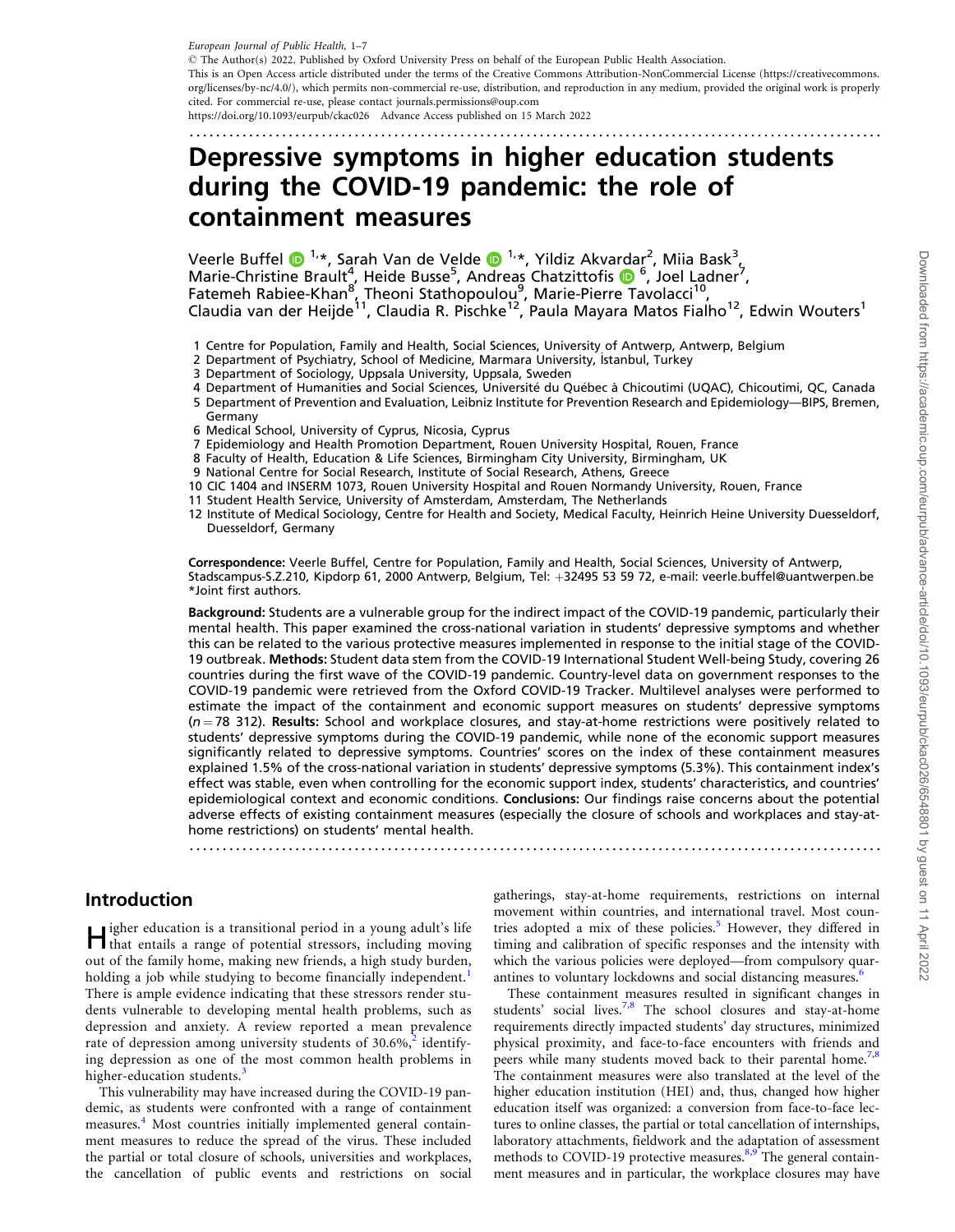European Journal of Public Health, 1–7

© The Author(s) 2022. Published by Oxford University Press on behalf of the European Public Health Association.

This is an Open Access article distributed under the terms of the Creative Commons Attribution-NonCommercial License (https://creativecommons.org/licenses/by-nc/4.0/), which permits non-commercial re-use, distribution, and reproduction in any medium, provided the original work is properly cited. For commercial re-use, please contact journals.permissions@oup.com

https://doi.org/10.1093/eurpub/ckac026 Advance Access published on 15 March 2022

# Depressive symptoms in higher education students during the COVID-19 pandemic: the role of containment measures

Veerle Buffel[1,*], Sarah Van de Velde[1,*], Yildiz Akvardar[2], Miia Bask[3], Marie-Christine Brault[4], Heide Busse[5], Andreas Chatzittofis[6], Joel Ladner[7], Fatemeh Rabiee-Khan[8], Theoni Stathopoulou[9], Marie-Pierre Tavolacci[10], Claudia van der Heijde[11], Claudia R. Pischke[12], Paula Mayara Matos Fialho[12], Edwin Wouters[1]

1 Centre for Population, Family and Health, Social Sciences, University of Antwerp, Antwerp, Belgium
2 Department of Psychiatry, School of Medicine, Marmara University, İstanbul, Turkey
3 Department of Sociology, Uppsala University, Uppsala, Sweden
4 Department of Humanities and Social Sciences, Université du Québec à Chicoutimi (UQAC), Chicoutimi, QC, Canada
5 Department of Prevention and Evaluation, Leibniz Institute for Prevention Research and Epidemiology—BIPS, Bremen, Germany
6 Medical School, University of Cyprus, Nicosia, Cyprus
7 Epidemiology and Health Promotion Department, Rouen University Hospital, Rouen, France
8 Faculty of Health, Education & Life Sciences, Birmingham City University, Birmingham, UK
9 National Centre for Social Research, Institute of Social Research, Athens, Greece
10 CIC 1404 and INSERM 1073, Rouen University Hospital and Rouen Normandy University, Rouen, France
11 Student Health Service, University of Amsterdam, Amsterdam, The Netherlands
12 Institute of Medical Sociology, Centre for Health and Society, Medical Faculty, Heinrich Heine University Duesseldorf, Duesseldorf, Germany

**Correspondence:** Veerle Buffel, Centre for Population, Family and Health, Social Sciences, University of Antwerp, Stadscampus-S.Z.210, Kipdorp 61, 2000 Antwerp, Belgium, Tel: +32495 53 59 72, e-mail: veerle.buffel@uantwerpen.be
*Joint first authors.

**Background:** Students are a vulnerable group for the indirect impact of the COVID-19 pandemic, particularly their mental health. This paper examined the cross-national variation in students' depressive symptoms and whether this can be related to the various protective measures implemented in response to the initial stage of the COVID-19 outbreak. **Methods:** Student data stem from the COVID-19 International Student Well-being Study, covering 26 countries during the first wave of the COVID-19 pandemic. Country-level data on government responses to the COVID-19 pandemic were retrieved from the Oxford COVID-19 Tracker. Multilevel analyses were performed to estimate the impact of the containment and economic support measures on students' depressive symptoms ($n = 78$ 312). **Results:** School and workplace closures, and stay-at-home restrictions were positively related to students' depressive symptoms during the COVID-19 pandemic, while none of the economic support measures significantly related to depressive symptoms. Countries' scores on the index of these containment measures explained 1.5% of the cross-national variation in students' depressive symptoms (5.3%). This containment index's effect was stable, even when controlling for the economic support index, students' characteristics, and countries' epidemiological context and economic conditions. **Conclusions:** Our findings raise concerns about the potential adverse effects of existing containment measures (especially the closure of schools and workplaces and stay-at-home restrictions) on students' mental health.

## Introduction

Higher education is a transitional period in a young adult's life that entails a range of potential stressors, including moving out of the family home, making new friends, a high study burden, holding a job while studying to become financially independent.[1] There is ample evidence indicating that these stressors render students vulnerable to developing mental health problems, such as depression and anxiety. A review reported a mean prevalence rate of depression among university students of 30.6%,[2] identifying depression as one of the most common health problems in higher-education students.[3]

This vulnerability may have increased during the COVID-19 pandemic, as students were confronted with a range of containment measures.[4] Most countries initially implemented general containment measures to reduce the spread of the virus. These included the partial or total closure of schools, universities and workplaces, the cancellation of public events and restrictions on social gatherings, stay-at-home requirements, restrictions on internal movement within countries, and international travel. Most countries adopted a mix of these policies.[5] However, they differed in timing and calibration of specific responses and the intensity with which the various policies were deployed—from compulsory quarantines to voluntary lockdowns and social distancing measures.[6]

These containment measures resulted in significant changes in students' social lives.[7,8] The school closures and stay-at-home requirements directly impacted students' day structures, minimized physical proximity, and face-to-face encounters with friends and peers while many students moved back to their parental home.[7,8] The containment measures were also translated at the level of the higher education institution (HEI) and, thus, changed how higher education itself was organized: a conversion from face-to-face lectures to online classes, the partial or total cancellation of internships, laboratory attachments, fieldwork and the adaptation of assessment methods to COVID-19 protective measures.[8,9] The general containment measures and in particular, the workplace closures may have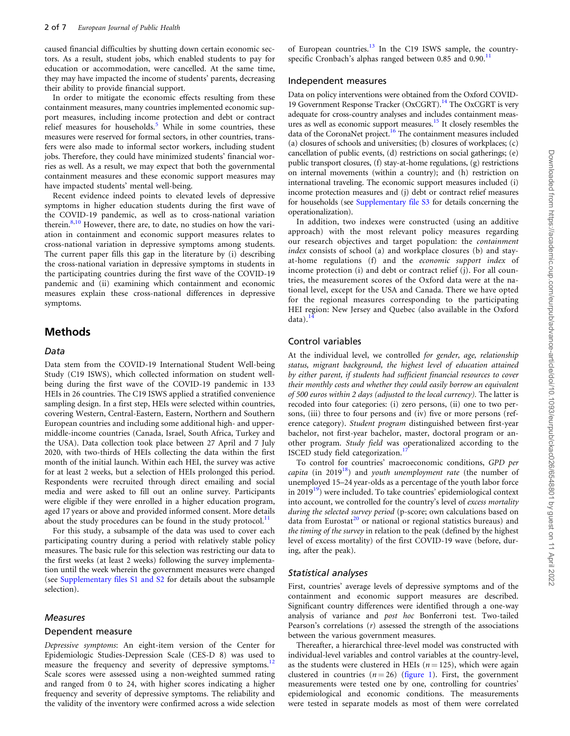caused financial difficulties by shutting down certain economic sectors. As a result, student jobs, which enabled students to pay for education or accommodation, were cancelled. At the same time, they may have impacted the income of students' parents, decreasing their ability to provide financial support.

In order to mitigate the economic effects resulting from these containment measures, many countries implemented economic support measures, including income protection and debt or contract relief measures for households.[5] While in some countries, these measures were reserved for formal sectors, in other countries, transfers were also made to informal sector workers, including student jobs. Therefore, they could have minimized students' financial worries as well. As a result, we may expect that both the governmental containment measures and these economic support measures may have impacted students' mental well-being.

Recent evidence indeed points to elevated levels of depressive symptoms in higher education students during the first wave of the COVID-19 pandemic, as well as to cross-national variation therein.[8,10] However, there are, to date, no studies on how the variation in containment and economic support measures relates to cross-national variation in depressive symptoms among students. The current paper fills this gap in the literature by (i) describing the cross-national variation in depressive symptoms in students in the participating countries during the first wave of the COVID-19 pandemic and (ii) examining which containment and economic measures explain these cross-national differences in depressive symptoms.

# Methods

## Data

Data stem from the COVID-19 International Student Well-being Study (C19 ISWS), which collected information on student well-being during the first wave of the COVID-19 pandemic in 133 HEIs in 26 countries. The C19 ISWS applied a stratified convenience sampling design. In a first step, HEIs were selected within countries, covering Western, Central-Eastern, Eastern, Northern and Southern European countries and including some additional high- and upper-middle-income countries (Canada, Israel, South Africa, Turkey and the USA). Data collection took place between 27 April and 7 July 2020, with two-thirds of HEIs collecting the data within the first month of the initial launch. Within each HEI, the survey was active for at least 2 weeks, but a selection of HEIs prolonged this period. Respondents were recruited through direct emailing and social media and were asked to fill out an online survey. Participants were eligible if they were enrolled in a higher education program, aged 17 years or above and provided informed consent. More details about the study procedures can be found in the study protocol.[11]

For this study, a subsample of the data was used to cover each participating country during a period with relatively stable policy measures. The basic rule for this selection was restricting our data to the first weeks (at least 2 weeks) following the survey implementation until the week wherein the government measures were changed (see Supplementary files S1 and S2 for details about the subsample selection).

## Measures

### Dependent measure

*Depressive symptoms*: An eight-item version of the Center for Epidemiologic Studies-Depression Scale (CES-D 8) was used to measure the frequency and severity of depressive symptoms.[12] Scale scores were assessed using a non-weighted summed rating and ranged from 0 to 24, with higher scores indicating a higher frequency and severity of depressive symptoms. The reliability and the validity of the inventory were confirmed across a wide selection of European countries.[13] In the C19 ISWS sample, the country-specific Cronbach's alphas ranged between 0.85 and 0.90.[11]

### Independent measures

Data on policy interventions were obtained from the Oxford COVID-19 Government Response Tracker (OxCGRT).[14] The OxCGRT is very adequate for cross-country analyses and includes containment measures as well as economic support measures.[15] It closely resembles the data of the CoronaNet project.[16] The containment measures included (a) closures of schools and universities; (b) closures of workplaces; (c) cancellation of public events, (d) restrictions on social gatherings; (e) public transport closures, (f) stay-at-home regulations, (g) restrictions on internal movements (within a country); and (h) restriction on international traveling. The economic support measures included (i) income protection measures and (j) debt or contract relief measures for households (see Supplementary file S3 for details concerning the operationalization).

In addition, two indexes were constructed (using an additive approach) with the most relevant policy measures regarding our research objectives and target population: the *containment index* consists of school (a) and workplace closures (b) and stay-at-home regulations (f) and the *economic support index* of income protection (i) and debt or contract relief (j). For all countries, the measurement scores of the Oxford data were at the national level, except for the USA and Canada. There we have opted for the regional measures corresponding to the participating HEI region: New Jersey and Quebec (also available in the Oxford data).[14]

### Control variables

At the individual level, we controlled *for gender, age, relationship status, migrant background, the highest level of education attained by either parent, if students had sufficient financial resources to cover their monthly costs and whether they could easily borrow an equivalent of 500 euros within 2 days (adjusted to the local currency).* The latter is recoded into four categories: (i) zero persons, (ii) one to two persons, (iii) three to four persons and (iv) five or more persons (reference category). *Student program* distinguished between first-year bachelor, not first-year bachelor, master, doctoral program or another program. *Study field* was operationalized according to the ISCED study field categorization.[17]

To control for countries' macroeconomic conditions, *GPD per capita* (in 2019[18]) and *youth unemployment rate* (the number of unemployed 15–24 year-olds as a percentage of the youth labor force in 2019[19]) were included. To take countries' epidemiological context into account, we controlled for the country's level of *excess mortality during the selected survey period* (p-score; own calculations based on data from Eurostat[20] or national or regional statistics bureaus) and *the timing of the survey* in relation to the peak (defined by the highest level of excess mortality) of the first COVID-19 wave (before, during, after the peak).

## Statistical analyses

First, countries' average levels of depressive symptoms and of the containment and economic support measures are described. Significant country differences were identified through a one-way analysis of variance and *post hoc* Bonferroni test. Two-tailed Pearson's correlations ($r$) assessed the strength of the associations between the various government measures.

Thereafter, a hierarchical three-level model was constructed with individual-level variables and control variables at the country-level, as the students were clustered in HEIs ($n = 125$), which were again clustered in countries ($n = 26$) (figure 1). First, the government measurements were tested one by one, controlling for countries' epidemiological and economic conditions. The measurements were tested in separate models as most of them were correlated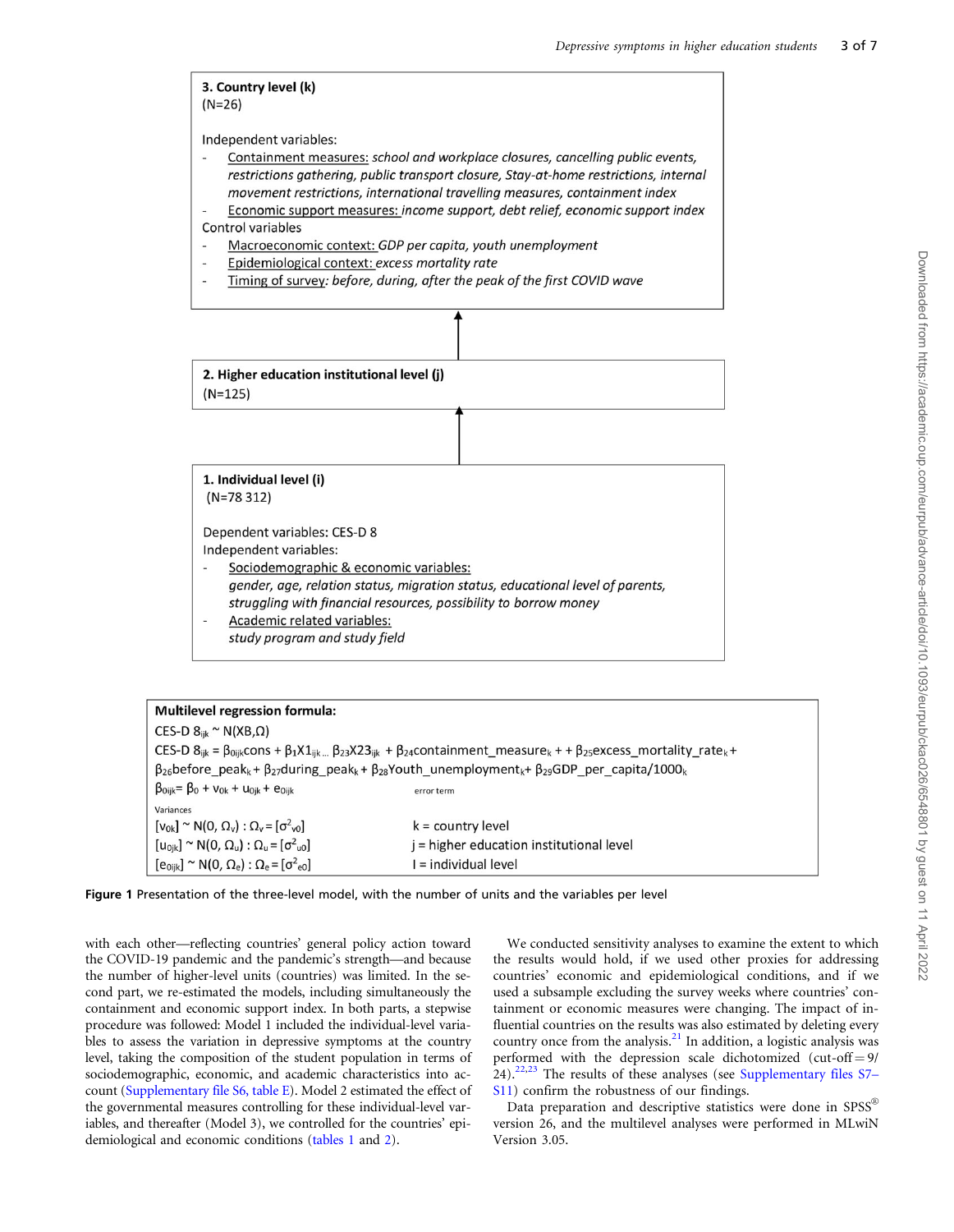**3. Country level (k)**
(N=26)

Independent variables:

- Containment measures: *school and workplace closures, cancelling public events, restrictions gathering, public transport closure, Stay-at-home restrictions, internal movement restrictions, international travelling measures, containment index*
- Economic support measures: *income support, debt relief, economic support index*

Control variables

- Macroeconomic context: *GDP per capita, youth unemployment*
- Epidemiological context: *excess mortality rate*
- Timing of survey: *before, during, after the peak of the first COVID wave*

↑

**2. Higher education institutional level (j)**
(N=125)

↑

**1. Individual level (i)**
(N=78 312)

Dependent variables: CES-D 8
Independent variables:

- Sociodemographic & economic variables:
  *gender, age, relation status, migration status, educational level of parents, struggling with financial resources, possibility to borrow money*
- Academic related variables:
  *study program and study field*

**Multilevel regression formula:**

CES-D $8_{ijk} \sim N(XB,\Omega)$

CES-D $8_{ijk} = \beta_{0ijk}\text{cons} + \beta_1 X1_{ijk} \dots \beta_{23} X23_{ijk} + \beta_{24}\text{containment\_measure}_k + + \beta_{25}\text{excess\_mortality\_rate}_k + \beta_{26}\text{before\_peak}_k + \beta_{27}\text{during\_peak}_k + \beta_{28}\text{Youth\_unemployment}_k + \beta_{29}\text{GDP\_per\_capita/1000}_k$

$\beta_{0ijk} = \beta_0 + v_{0k} + u_{0jk} + e_{0ijk}$ error term

Variances

$[v_{0k}] \sim N(0, \Omega_v) : \Omega_v = [\sigma^2_{v0}]$ k = country level

$[u_{0jk}] \sim N(0, \Omega_u) : \Omega_u = [\sigma^2_{u0}]$ j = higher education institutional level

$[e_{0ijk}] \sim N(0, \Omega_e) : \Omega_e = [\sigma^2_{e0}]$ I = individual level

**Figure 1** Presentation of the three-level model, with the number of units and the variables per level

with each other—reflecting countries' general policy action toward the COVID-19 pandemic and the pandemic's strength—and because the number of higher-level units (countries) was limited. In the second part, we re-estimated the models, including simultaneously the containment and economic support index. In both parts, a stepwise procedure was followed: Model 1 included the individual-level variables to assess the variation in depressive symptoms at the country level, taking the composition of the student population in terms of sociodemographic, economic, and academic characteristics into account (Supplementary file S6, table E). Model 2 estimated the effect of the governmental measures controlling for these individual-level variables, and thereafter (Model 3), we controlled for the countries' epidemiological and economic conditions (tables 1 and 2).

We conducted sensitivity analyses to examine the extent to which the results would hold, if we used other proxies for addressing countries' economic and epidemiological conditions, and if we used a subsample excluding the survey weeks where countries' containment or economic measures were changing. The impact of influential countries on the results was also estimated by deleting every country once from the analysis.[21] In addition, a logistic analysis was performed with the depression scale dichotomized (cut-off = 9/24).[22,23] The results of these analyses (see Supplementary files S7–S11) confirm the robustness of our findings.

Data preparation and descriptive statistics were done in SPSS® version 26, and the multilevel analyses were performed in MLwiN Version 3.05.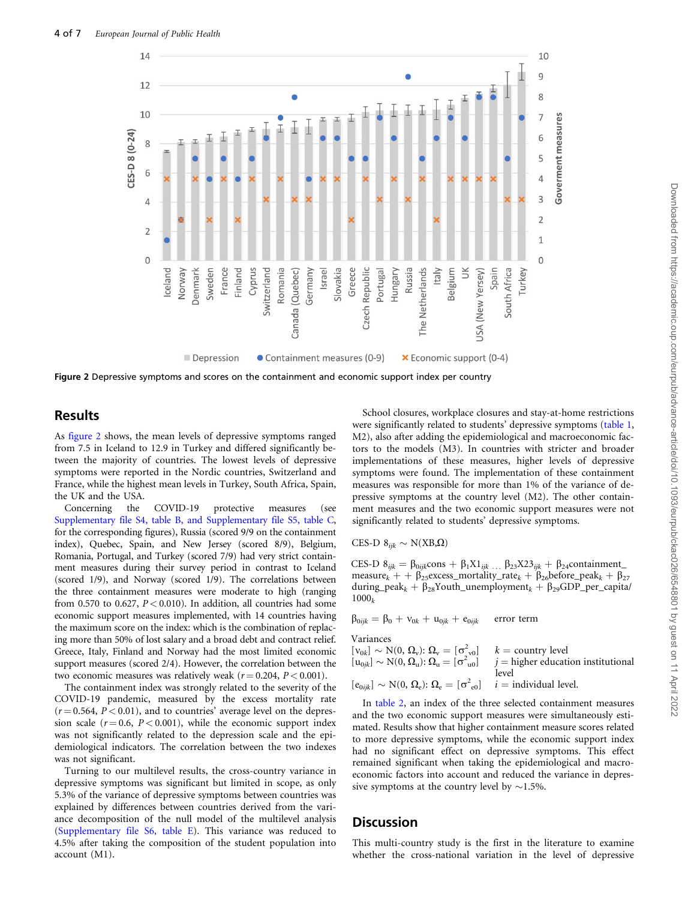Figure 2 Depressive symptoms and scores on the containment and economic support index per country

## Results

As figure 2 shows, the mean levels of depressive symptoms ranged from 7.5 in Iceland to 12.9 in Turkey and differed significantly between the majority of countries. The lowest levels of depressive symptoms were reported in the Nordic countries, Switzerland and France, while the highest mean levels in Turkey, South Africa, Spain, the UK and the USA.

Concerning the COVID-19 protective measures (see Supplementary file S4, table B, and Supplementary file S5, table C, for the corresponding figures), Russia (scored 9/9 on the containment index), Quebec, Spain, and New Jersey (scored 8/9), Belgium, Romania, Portugal, and Turkey (scored 7/9) had very strict containment measures during their survey period in contrast to Iceland (scored 1/9), and Norway (scored 1/9). The correlations between the three containment measures were moderate to high (ranging from 0.570 to 0.627, $P < 0.010$). In addition, all countries had some economic support measures implemented, with 14 countries having the maximum score on the index: which is the combination of replacing more than 50% of lost salary and a broad debt and contract relief. Greece, Italy, Finland and Norway had the most limited economic support measures (scored 2/4). However, the correlation between the two economic measures was relatively weak ($r = 0.204$, $P < 0.001$).

The containment index was strongly related to the severity of the COVID-19 pandemic, measured by the excess mortality rate ($r = 0.564$, $P < 0.01$), and to countries' average level on the depression scale ($r = 0.6$, $P < 0.001$), while the economic support index was not significantly related to the depression scale and the epidemiological indicators. The correlation between the two indexes was not significant.

Turning to our multilevel results, the cross-country variance in depressive symptoms was significant but limited in scope, as only 5.3% of the variance of depressive symptoms between countries was explained by differences between countries derived from the variance decomposition of the null model of the multilevel analysis (Supplementary file S6, table E). This variance was reduced to 4.5% after taking the composition of the student population into account (M1).

School closures, workplace closures and stay-at-home restrictions were significantly related to students' depressive symptoms (table 1, M2), also after adding the epidemiological and macroeconomic factors to the models (M3). In countries with stricter and broader implementations of these measures, higher levels of depressive symptoms were found. The implementation of these containment measures was responsible for more than 1% of the variance of depressive symptoms at the country level (M2). The other containment measures and the two economic support measures were not significantly related to students' depressive symptoms.

$$\text{CES-D } 8_{ijk} \sim \text{N}(\text{XB},\Omega)$$

$$\text{CES-D } 8_{ijk} = \beta_{0ijk}\text{cons} + \beta_1 \text{X1}_{ijk} \ldots \beta_{23}\text{X23}_{ijk} + \beta_{24}\text{containment\_measure}_k + + \beta_{25}\text{excess\_mortality\_rate}_k + \beta_{26}\text{before\_peak}_k + \beta_{27}\text{during\_peak}_k + \beta_{28}\text{Youth\_unemployment}_k + \beta_{29}\text{GDP\_per\_capita}/1000_k$$

$$\beta_{0ijk} = \beta_0 + v_{0k} + u_{0jk} + e_{0ijk} \quad \text{error term}$$

Variances

$[v_{0k}] \sim \text{N}(0, \Omega_v)$: $\Omega_v = [\sigma^2_{v0}]$ &nbsp;&nbsp; $k$ = country level

$[u_{0jk}] \sim \text{N}(0, \Omega_u)$: $\Omega_u = [\sigma^2_{u0}]$ &nbsp;&nbsp; $j$ = higher education institutional level

$[e_{0ijk}] \sim \text{N}(0, \Omega_e)$: $\Omega_e = [\sigma^2_{e0}]$ &nbsp;&nbsp; $i$ = individual level.

In table 2, an index of the three selected containment measures and the two economic support measures were simultaneously estimated. Results show that higher containment measure scores related to more depressive symptoms, while the economic support index had no significant effect on depressive symptoms. This effect remained significant when taking the epidemiological and macroeconomic factors into account and reduced the variance in depressive symptoms at the country level by ~1.5%.

## Discussion

This multi-country study is the first in the literature to examine whether the cross-national variation in the level of depressive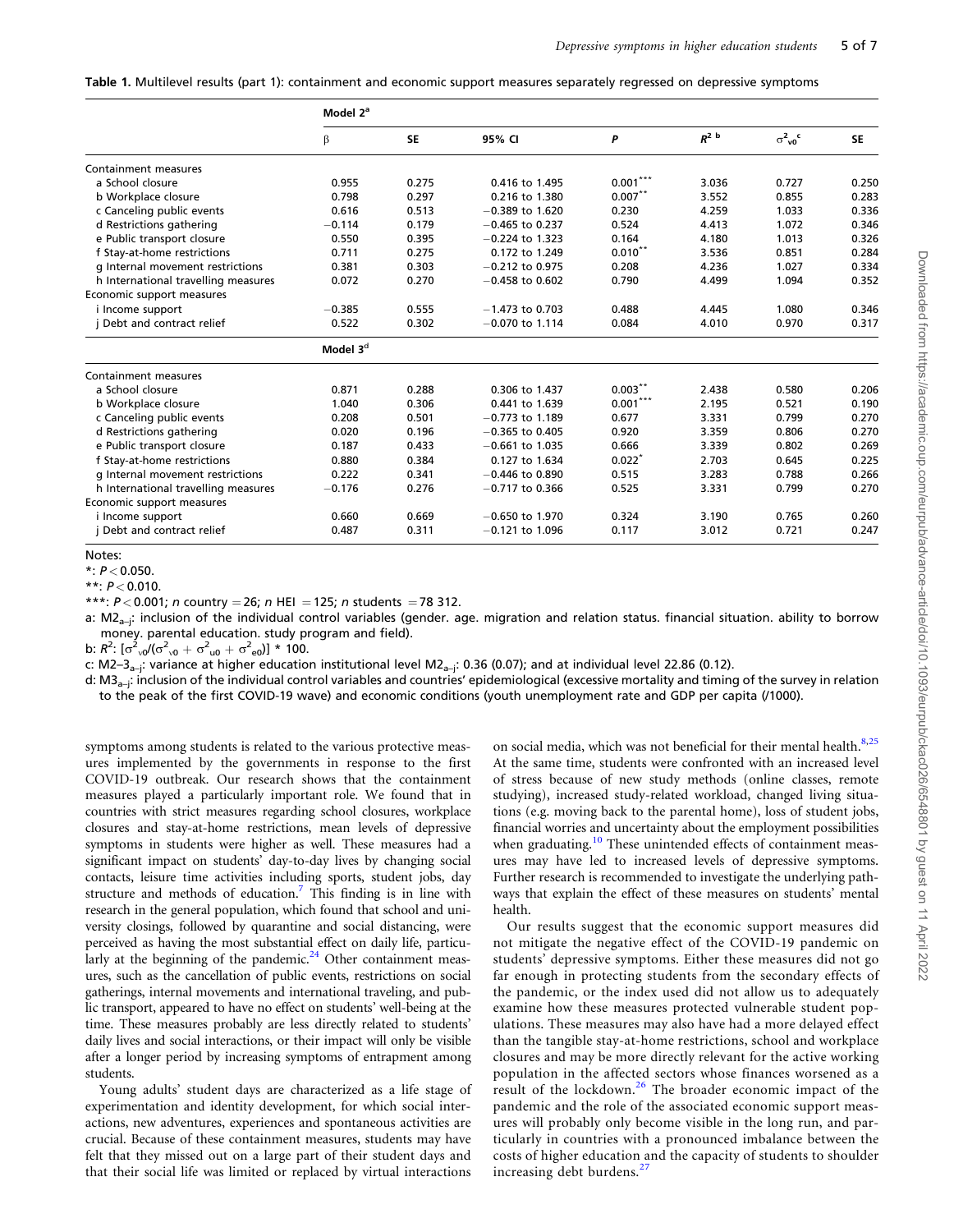Table 1. Multilevel results (part 1): containment and economic support measures separately regressed on depressive symptoms

| | Model 2[a] | | | | | | |
|---|---|---|---|---|---|---|---|
| | β | SE | 95% CI | P | $R^{2}$ [b] | $\sigma^2_{v0}$ [c] | SE |
| Containment measures | | | | | | | |
| a School closure | 0.955 | 0.275 | 0.416 to 1.495 | 0.001*** | 3.036 | 0.727 | 0.250 |
| b Workplace closure | 0.798 | 0.297 | 0.216 to 1.380 | 0.007** | 3.552 | 0.855 | 0.283 |
| c Canceling public events | 0.616 | 0.513 | −0.389 to 1.620 | 0.230 | 4.259 | 1.033 | 0.336 |
| d Restrictions gathering | −0.114 | 0.179 | −0.465 to 0.237 | 0.524 | 4.413 | 1.072 | 0.346 |
| e Public transport closure | 0.550 | 0.395 | −0.224 to 1.323 | 0.164 | 4.180 | 1.013 | 0.326 |
| f Stay-at-home restrictions | 0.711 | 0.275 | 0.172 to 1.249 | 0.010** | 3.536 | 0.851 | 0.284 |
| g Internal movement restrictions | 0.381 | 0.303 | −0.212 to 0.975 | 0.208 | 4.236 | 1.027 | 0.334 |
| h International travelling measures | 0.072 | 0.270 | −0.458 to 0.602 | 0.790 | 4.499 | 1.094 | 0.352 |
| Economic support measures | | | | | | | |
| i Income support | −0.385 | 0.555 | −1.473 to 0.703 | 0.488 | 4.445 | 1.080 | 0.346 |
| j Debt and contract relief | 0.522 | 0.302 | −0.070 to 1.114 | 0.084 | 4.010 | 0.970 | 0.317 |
| | Model 3[d] | | | | | | |
| Containment measures | | | | | | | |
| a School closure | 0.871 | 0.288 | 0.306 to 1.437 | 0.003** | 2.438 | 0.580 | 0.206 |
| b Workplace closure | 1.040 | 0.306 | 0.441 to 1.639 | 0.001*** | 2.195 | 0.521 | 0.190 |
| c Canceling public events | 0.208 | 0.501 | −0.773 to 1.189 | 0.677 | 3.331 | 0.799 | 0.270 |
| d Restrictions gathering | 0.020 | 0.196 | −0.365 to 0.405 | 0.920 | 3.359 | 0.806 | 0.270 |
| e Public transport closure | 0.187 | 0.433 | −0.661 to 1.035 | 0.666 | 3.339 | 0.802 | 0.269 |
| f Stay-at-home restrictions | 0.880 | 0.384 | 0.127 to 1.634 | 0.022* | 2.703 | 0.645 | 0.225 |
| g Internal movement restrictions | 0.222 | 0.341 | −0.446 to 0.890 | 0.515 | 3.283 | 0.788 | 0.266 |
| h International travelling measures | −0.176 | 0.276 | −0.717 to 0.366 | 0.525 | 3.331 | 0.799 | 0.270 |
| Economic support measures | | | | | | | |
| i Income support | 0.660 | 0.669 | −0.650 to 1.970 | 0.324 | 3.190 | 0.765 | 0.260 |
| j Debt and contract relief | 0.487 | 0.311 | −0.121 to 1.096 | 0.117 | 3.012 | 0.721 | 0.247 |

Notes:

*: $P < 0.050$.

**: $P < 0.010$.

***: $P < 0.001$; n country = 26; n HEI = 125; n students = 78 312.

a: $M2_{a-j}$: inclusion of the individual control variables (gender. age. migration and relation status. financial situation. ability to borrow money. parental education. study program and field).

b: $R^2$: $[\sigma^2_{v0}/(\sigma^2_{v0} + \sigma^2_{u0} + \sigma^2_{e0})] * 100$.

c: $M2\text{–}3_{a-j}$: variance at higher education institutional level $M2_{a-j}$: 0.36 (0.07); and at individual level 22.86 (0.12).

d: $M3_{a-j}$: inclusion of the individual control variables and countries' epidemiological (excessive mortality and timing of the survey in relation to the peak of the first COVID-19 wave) and economic conditions (youth unemployment rate and GDP per capita (/1000).

symptoms among students is related to the various protective measures implemented by the governments in response to the first COVID-19 outbreak. Our research shows that the containment measures played a particularly important role. We found that in countries with strict measures regarding school closures, workplace closures and stay-at-home restrictions, mean levels of depressive symptoms in students were higher as well. These measures had a significant impact on students' day-to-day lives by changing social contacts, leisure time activities including sports, student jobs, day structure and methods of education.[7] This finding is in line with research in the general population, which found that school and university closings, followed by quarantine and social distancing, were perceived as having the most substantial effect on daily life, particularly at the beginning of the pandemic.[24] Other containment measures, such as the cancellation of public events, restrictions on social gatherings, internal movements and international traveling, and public transport, appeared to have no effect on students' well-being at the time. These measures probably are less directly related to students' daily lives and social interactions, or their impact will only be visible after a longer period by increasing symptoms of entrapment among students.

Young adults' student days are characterized as a life stage of experimentation and identity development, for which social interactions, new adventures, experiences and spontaneous activities are crucial. Because of these containment measures, students may have felt that they missed out on a large part of their student days and that their social life was limited or replaced by virtual interactions on social media, which was not beneficial for their mental health.[8,25] At the same time, students were confronted with an increased level of stress because of new study methods (online classes, remote studying), increased study-related workload, changed living situations (e.g. moving back to the parental home), loss of student jobs, financial worries and uncertainty about the employment possibilities when graduating.[10] These unintended effects of containment measures may have led to increased levels of depressive symptoms. Further research is recommended to investigate the underlying pathways that explain the effect of these measures on students' mental health.

Our results suggest that the economic support measures did not mitigate the negative effect of the COVID-19 pandemic on students' depressive symptoms. Either these measures did not go far enough in protecting students from the secondary effects of the pandemic, or the index used did not allow us to adequately examine how these measures protected vulnerable student populations. These measures may also have had a more delayed effect than the tangible stay-at-home restrictions, school and workplace closures and may be more directly relevant for the active working population in the affected sectors whose finances worsened as a result of the lockdown.[26] The broader economic impact of the pandemic and the role of the associated economic support measures will probably only become visible in the long run, and particularly in countries with a pronounced imbalance between the costs of higher education and the capacity of students to shoulder increasing debt burdens.[27]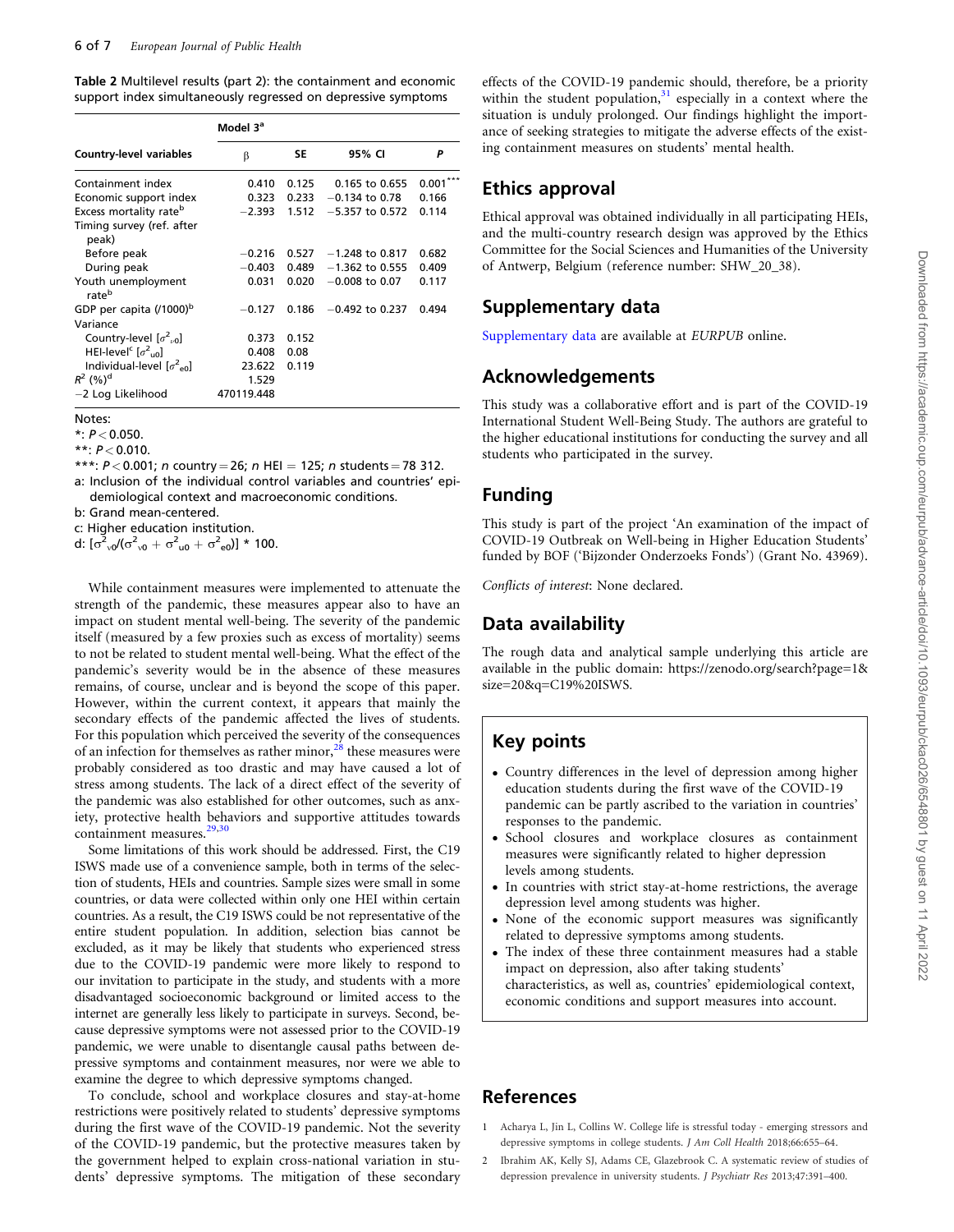**Table 2** Multilevel results (part 2): the containment and economic support index simultaneously regressed on depressive symptoms

| Country-level variables | Model 3[a] | | | |
|---|---|---|---|---|
| | β | SE | 95% CI | P |
| Containment index | 0.410 | 0.125 | 0.165 to 0.655 | 0.001*** |
| Economic support index | 0.323 | 0.233 | −0.134 to 0.78 | 0.166 |
| Excess mortality rate[b] | −2.393 | 1.512 | −5.357 to 0.572 | 0.114 |
| Timing survey (ref. after peak) | | | | |
| Before peak | −0.216 | 0.527 | −1.248 to 0.817 | 0.682 |
| During peak | −0.403 | 0.489 | −1.362 to 0.555 | 0.409 |
| Youth unemployment rate[b] | 0.031 | 0.020 | −0.008 to 0.07 | 0.117 |
| GDP per capita (/1000)[b] | −0.127 | 0.186 | −0.492 to 0.237 | 0.494 |
| Variance | | | | |
| Country-level [$\sigma^2_{v0}$] | 0.373 | 0.152 | | |
| HEI-level[c] [$\sigma^2_{u0}$] | 0.408 | 0.08 | | |
| Individual-level [$\sigma^2_{e0}$] | 23.622 | 0.119 | | |
| $R^2$ (%)[d] | 1.529 | | | |
| −2 Log Likelihood | 470119.448 | | | |

Notes:

*: $P < 0.050$.

**: $P < 0.010$.

***: $P < 0.001$; $n$ country = 26; $n$ HEI = 125; $n$ students = 78 312.

a: Inclusion of the individual control variables and countries' epidemiological context and macroeconomic conditions.

b: Grand mean-centered.

c: Higher education institution.

d: $[\sigma^2_{v0}/(\sigma^2_{v0} + \sigma^2_{u0} + \sigma^2_{e0})] * 100$.

While containment measures were implemented to attenuate the strength of the pandemic, these measures appear also to have an impact on student mental well-being. The severity of the pandemic itself (measured by a few proxies such as excess of mortality) seems to not be related to student mental well-being. What the effect of the pandemic's severity would be in the absence of these measures remains, of course, unclear and is beyond the scope of this paper. However, within the current context, it appears that mainly the secondary effects of the pandemic affected the lives of students. For this population which perceived the severity of the consequences of an infection for themselves as rather minor,[28] these measures were probably considered as too drastic and may have caused a lot of stress among students. The lack of a direct effect of the severity of the pandemic was also established for other outcomes, such as anxiety, protective health behaviors and supportive attitudes towards containment measures.[29,30]

Some limitations of this work should be addressed. First, the C19 ISWS made use of a convenience sample, both in terms of the selection of students, HEIs and countries. Sample sizes were small in some countries, or data were collected within only one HEI within certain countries. As a result, the C19 ISWS could be not representative of the entire student population. In addition, selection bias cannot be excluded, as it may be likely that students who experienced stress due to the COVID-19 pandemic were more likely to respond to our invitation to participate in the study, and students with a more disadvantaged socioeconomic background or limited access to the internet are generally less likely to participate in surveys. Second, because depressive symptoms were not assessed prior to the COVID-19 pandemic, we were unable to disentangle causal paths between depressive symptoms and containment measures, nor were we able to examine the degree to which depressive symptoms changed.

To conclude, school and workplace closures and stay-at-home restrictions were positively related to students' depressive symptoms during the first wave of the COVID-19 pandemic. Not the severity of the COVID-19 pandemic, but the protective measures taken by the government helped to explain cross-national variation in students' depressive symptoms. The mitigation of these secondary effects of the COVID-19 pandemic should, therefore, be a priority within the student population,[31] especially in a context where the situation is unduly prolonged. Our findings highlight the importance of seeking strategies to mitigate the adverse effects of the existing containment measures on students' mental health.

## Ethics approval

Ethical approval was obtained individually in all participating HEIs, and the multi-country research design was approved by the Ethics Committee for the Social Sciences and Humanities of the University of Antwerp, Belgium (reference number: SHW_20_38).

## Supplementary data

Supplementary data are available at *EURPUB* online.

## Acknowledgements

This study was a collaborative effort and is part of the COVID-19 International Student Well-Being Study. The authors are grateful to the higher educational institutions for conducting the survey and all students who participated in the survey.

## Funding

This study is part of the project 'An examination of the impact of COVID-19 Outbreak on Well-being in Higher Education Students' funded by BOF ('Bijzonder Onderzoeks Fonds') (Grant No. 43969).

*Conflicts of interest*: None declared.

## Data availability

The rough data and analytical sample underlying this article are available in the public domain: https://zenodo.org/search?page=1&size=20&q=C19%20ISWS.

## Key points

- Country differences in the level of depression among higher education students during the first wave of the COVID-19 pandemic can be partly ascribed to the variation in countries' responses to the pandemic.
- School closures and workplace closures as containment measures were significantly related to higher depression levels among students.
- In countries with strict stay-at-home restrictions, the average depression level among students was higher.
- None of the economic support measures was significantly related to depressive symptoms among students.
- The index of these three containment measures had a stable impact on depression, also after taking students' characteristics, as well as, countries' epidemiological context, economic conditions and support measures into account.

## References

1 Acharya L, Jin L, Collins W. College life is stressful today - emerging stressors and depressive symptoms in college students. *J Am Coll Health* 2018;66:655–64.

2 Ibrahim AK, Kelly SJ, Adams CE, Glazebrook C. A systematic review of studies of depression prevalence in university students. *J Psychiatr Res* 2013;47:391–400.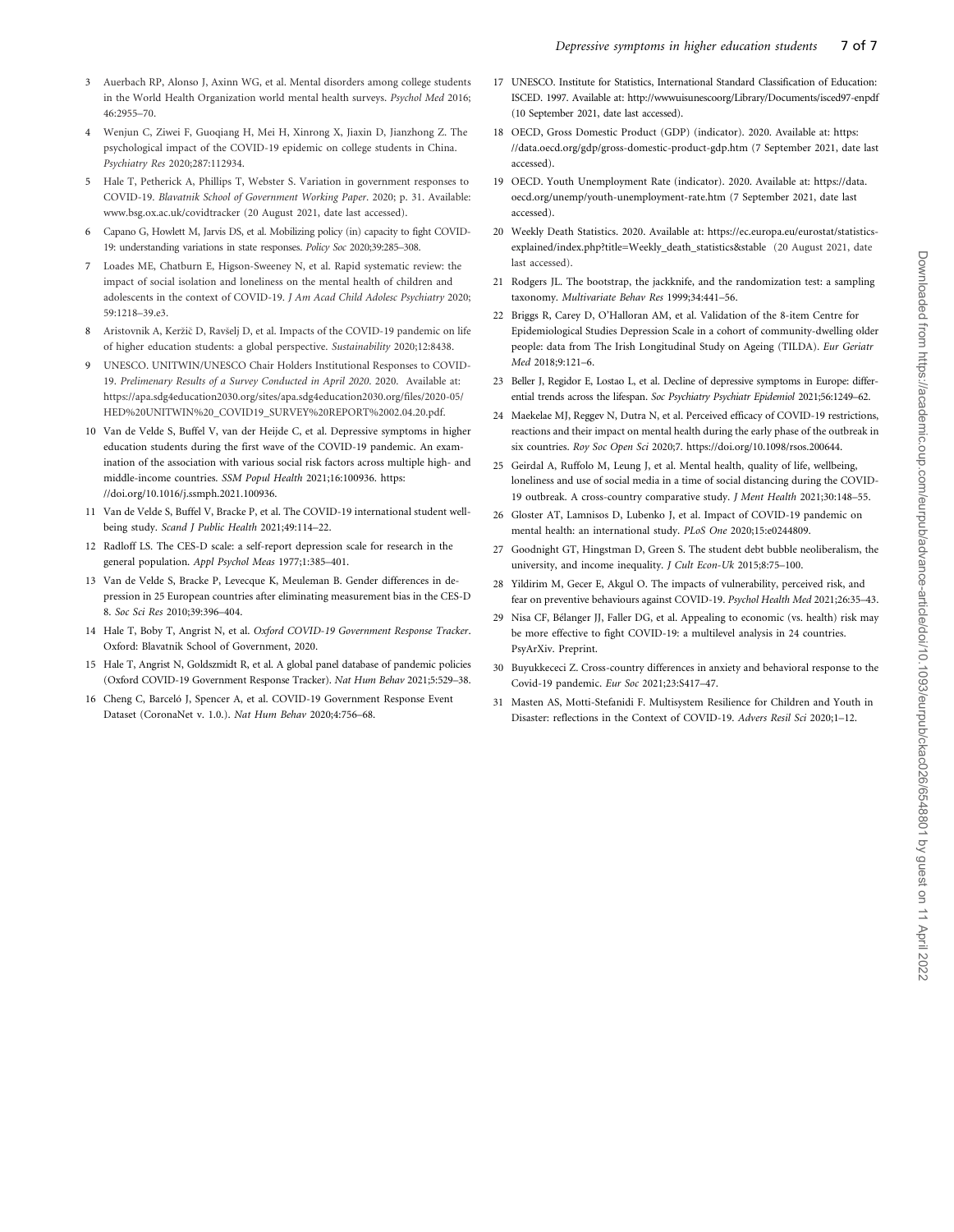3 Auerbach RP, Alonso J, Axinn WG, et al. Mental disorders among college students in the World Health Organization world mental health surveys. *Psychol Med* 2016; 46:2955–70.

4 Wenjun C, Ziwei F, Guoqiang H, Mei H, Xinrong X, Jiaxin D, Jianzhong Z. The psychological impact of the COVID-19 epidemic on college students in China. *Psychiatry Res* 2020;287:112934.

5 Hale T, Petherick A, Phillips T, Webster S. Variation in government responses to COVID-19. *Blavatnik School of Government Working Paper*. 2020; p. 31. Available: www.bsg.ox.ac.uk/covidtracker (20 August 2021, date last accessed).

6 Capano G, Howlett M, Jarvis DS, et al. Mobilizing policy (in) capacity to fight COVID-19: understanding variations in state responses. *Policy Soc* 2020;39:285–308.

7 Loades ME, Chatburn E, Higson-Sweeney N, et al. Rapid systematic review: the impact of social isolation and loneliness on the mental health of children and adolescents in the context of COVID-19. *J Am Acad Child Adolesc Psychiatry* 2020; 59:1218–39.e3.

8 Aristovnik A, Keržič D, Ravšelj D, et al. Impacts of the COVID-19 pandemic on life of higher education students: a global perspective. *Sustainability* 2020;12:8438.

9 UNESCO. UNITWIN/UNESCO Chair Holders Institutional Responses to COVID-19. *Prelimenary Results of a Survey Conducted in April 2020*. 2020. Available at: https://apa.sdg4education2030.org/sites/apa.sdg4education2030.org/files/2020-05/HED%20UNITWIN%20_COVID19_SURVEY%20REPORT%2002.04.20.pdf.

10 Van de Velde S, Buffel V, van der Heijde C, et al. Depressive symptoms in higher education students during the first wave of the COVID-19 pandemic. An examination of the association with various social risk factors across multiple high- and middle-income countries. *SSM Popul Health* 2021;16:100936. https://doi.org/10.1016/j.ssmph.2021.100936.

11 Van de Velde S, Buffel V, Bracke P, et al. The COVID-19 international student well-being study. *Scand J Public Health* 2021;49:114–22.

12 Radloff LS. The CES-D scale: a self-report depression scale for research in the general population. *Appl Psychol Meas* 1977;1:385–401.

13 Van de Velde S, Bracke P, Levecque K, Meuleman B. Gender differences in depression in 25 European countries after eliminating measurement bias in the CES-D 8. *Soc Sci Res* 2010;39:396–404.

14 Hale T, Boby T, Angrist N, et al. *Oxford COVID-19 Government Response Tracker*. Oxford: Blavatnik School of Government, 2020.

15 Hale T, Angrist N, Goldszmidt R, et al. A global panel database of pandemic policies (Oxford COVID-19 Government Response Tracker). *Nat Hum Behav* 2021;5:529–38.

16 Cheng C, Barceló J, Spencer A, et al. COVID-19 Government Response Event Dataset (CoronaNet v. 1.0.). *Nat Hum Behav* 2020;4:756–68.

17 UNESCO. Institute for Statistics, International Standard Classification of Education: ISCED. 1997. Available at: http://wwwuisunescoorg/Library/Documents/isced97-enpdf (10 September 2021, date last accessed).

18 OECD, Gross Domestic Product (GDP) (indicator). 2020. Available at: https://data.oecd.org/gdp/gross-domestic-product-gdp.htm (7 September 2021, date last accessed).

19 OECD. Youth Unemployment Rate (indicator). 2020. Available at: https://data.oecd.org/unemp/youth-unemployment-rate.htm (7 September 2021, date last accessed).

20 Weekly Death Statistics. 2020. Available at: https://ec.europa.eu/eurostat/statistics-explained/index.php?title=Weekly_death_statistics&stable (20 August 2021, date last accessed).

21 Rodgers JL. The bootstrap, the jackknife, and the randomization test: a sampling taxonomy. *Multivariate Behav Res* 1999;34:441–56.

22 Briggs R, Carey D, O'Halloran AM, et al. Validation of the 8-item Centre for Epidemiological Studies Depression Scale in a cohort of community-dwelling older people: data from The Irish Longitudinal Study on Ageing (TILDA). *Eur Geriatr Med* 2018;9:121–6.

23 Beller J, Regidor E, Lostao L, et al. Decline of depressive symptoms in Europe: differential trends across the lifespan. *Soc Psychiatry Psychiatr Epidemiol* 2021;56:1249–62.

24 Maekelae MJ, Reggev N, Dutra N, et al. Perceived efficacy of COVID-19 restrictions, reactions and their impact on mental health during the early phase of the outbreak in six countries. *Roy Soc Open Sci* 2020;7. https://doi.org/10.1098/rsos.200644.

25 Geirdal A, Ruffolo M, Leung J, et al. Mental health, quality of life, wellbeing, loneliness and use of social media in a time of social distancing during the COVID-19 outbreak. A cross-country comparative study. *J Ment Health* 2021;30:148–55.

26 Gloster AT, Lamnisos D, Lubenko J, et al. Impact of COVID-19 pandemic on mental health: an international study. *PLoS One* 2020;15:e0244809.

27 Goodnight GT, Hingstman D, Green S. The student debt bubble neoliberalism, the university, and income inequality. *J Cult Econ-Uk* 2015;8:75–100.

28 Yildirim M, Gecer E, Akgul O. The impacts of vulnerability, perceived risk, and fear on preventive behaviours against COVID-19. *Psychol Health Med* 2021;26:35–43.

29 Nisa CF, Bélanger JJ, Faller DG, et al. Appealing to economic (vs. health) risk may be more effective to fight COVID-19: a multilevel analysis in 24 countries. PsyArXiv. Preprint.

30 Buyukkececi Z. Cross-country differences in anxiety and behavioral response to the Covid-19 pandemic. *Eur Soc* 2021;23:S417–47.

31 Masten AS, Motti-Stefanidi F. Multisystem Resilience for Children and Youth in Disaster: reflections in the Context of COVID-19. *Advers Resil Sci* 2020;1–12.